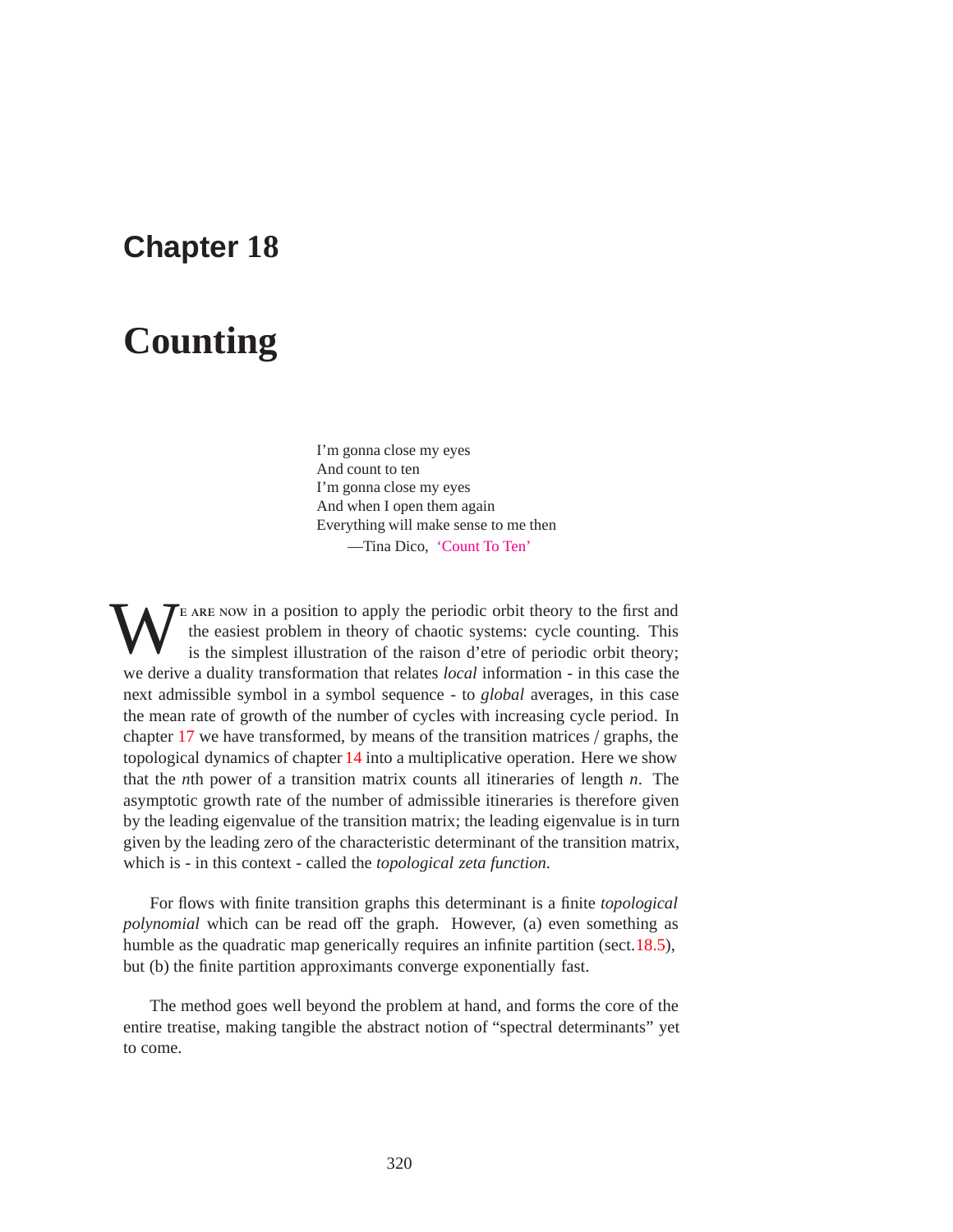# Chapter 18

# Counting

I'm gonna close my eyes
And count to ten
I'm gonna close my eyes
And when I open them again
Everything will make sense to me then

—Tina Dico, 'Count To Ten'

We are now in a position to apply the periodic orbit theory to the first and the easiest problem in theory of chaotic systems: cycle counting. This is the simplest illustration of the raison d'etre of periodic orbit theory; we derive a duality transformation that relates *local* information - in this case the next admissible symbol in a symbol sequence - to *global* averages, in this case the mean rate of growth of the number of cycles with increasing cycle period. In chapter 17 we have transformed, by means of the transition matrices / graphs, the topological dynamics of chapter 14 into a multiplicative operation. Here we show that the $n$th power of a transition matrix counts all itineraries of length $n$. The asymptotic growth rate of the number of admissible itineraries is therefore given by the leading eigenvalue of the transition matrix; the leading eigenvalue is in turn given by the leading zero of the characteristic determinant of the transition matrix, which is - in this context - called the *topological zeta function*.

For flows with finite transition graphs this determinant is a finite *topological polynomial* which can be read off the graph. However, (a) even something as humble as the quadratic map generically requires an infinite partition (sect.18.5), but (b) the finite partition approximants converge exponentially fast.

The method goes well beyond the problem at hand, and forms the core of the entire treatise, making tangible the abstract notion of "spectral determinants" yet to come.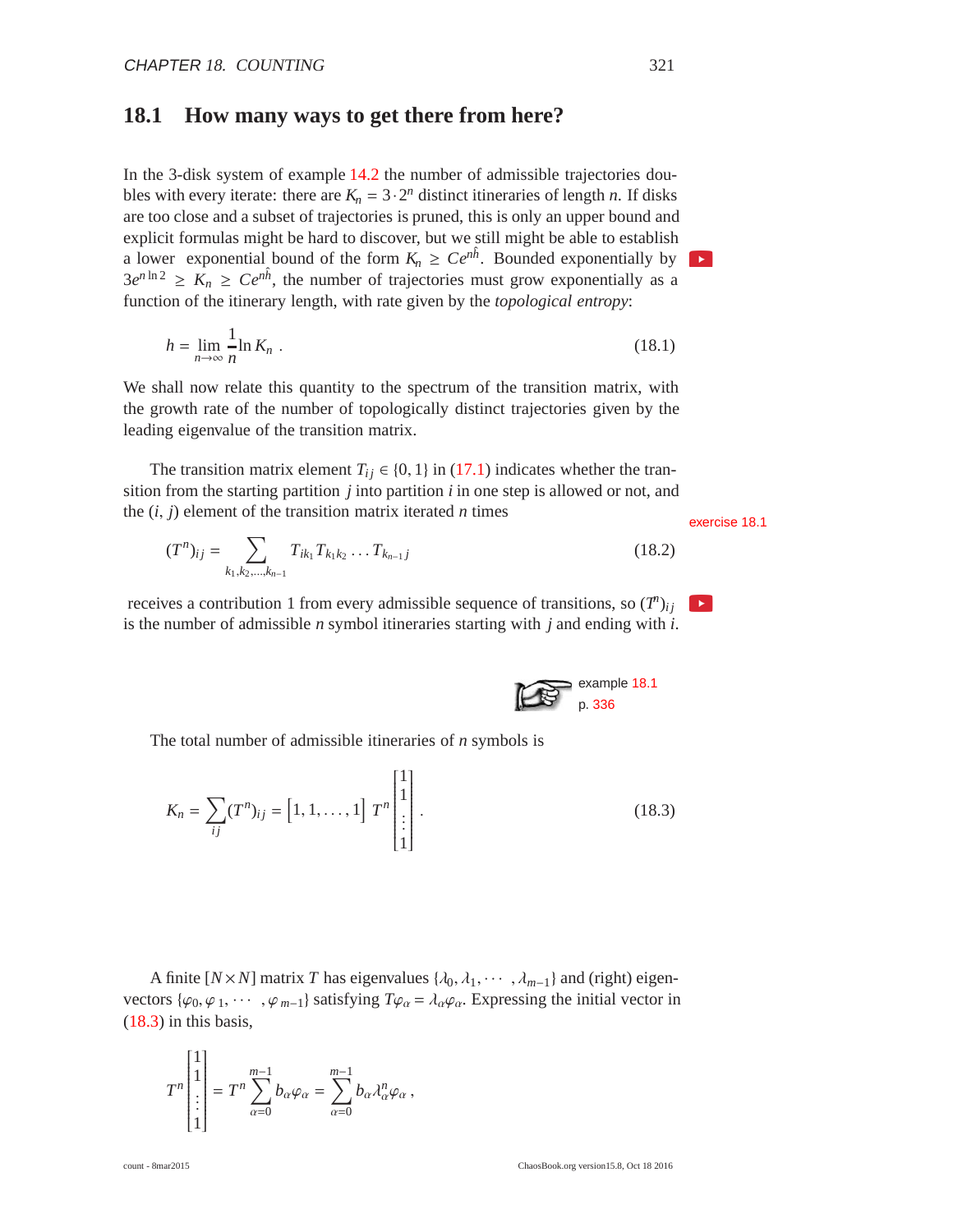## 18.1 How many ways to get there from here?

In the 3-disk system of example 14.2 the number of admissible trajectories doubles with every iterate: there are $K_n = 3 \cdot 2^n$ distinct itineraries of length $n$. If disks are too close and a subset of trajectories is pruned, this is only an upper bound and explicit formulas might be hard to discover, but we still might be able to establish a lower exponential bound of the form $K_n \geq C e^{n\hat{h}}$. Bounded exponentially by $3e^{n \ln 2} \geq K_n \geq C e^{n\hat{h}}$, the number of trajectories must grow exponentially as a function of the itinerary length, with rate given by the *topological entropy*:

$$h = \lim_{n\to\infty} \frac{1}{n} \ln K_n \, . \tag{18.1}$$

We shall now relate this quantity to the spectrum of the transition matrix, with the growth rate of the number of topologically distinct trajectories given by the leading eigenvalue of the transition matrix.

The transition matrix element $T_{ij} \in \{0, 1\}$ in (17.1) indicates whether the transition from the starting partition $j$ into partition $i$ in one step is allowed or not, and the $(i, j)$ element of the transition matrix iterated $n$ times

exercise 18.1

$$(T^n)_{ij} = \sum_{k_1,k_2,\ldots,k_{n-1}} T_{ik_1} T_{k_1 k_2} \ldots T_{k_{n-1} j} \tag{18.2}$$

receives a contribution 1 from every admissible sequence of transitions, so $(T^n)_{ij}$ is the number of admissible $n$ symbol itineraries starting with $j$ and ending with $i$.

example 18.1
p. 336

The total number of admissible itineraries of $n$ symbols is

$$K_n = \sum_{ij} (T^n)_{ij} = \begin{bmatrix} 1, 1, \ldots, 1 \end{bmatrix} T^n \begin{bmatrix} 1 \\ 1 \\ \vdots \\ 1 \end{bmatrix} . \tag{18.3}$$

A finite $[N \times N]$ matrix $T$ has eigenvalues $\{\lambda_0, \lambda_1, \cdots, \lambda_{m-1}\}$ and (right) eigenvectors $\{\varphi_0, \varphi_1, \cdots, \varphi_{m-1}\}$ satisfying $T\varphi_\alpha = \lambda_\alpha \varphi_\alpha$. Expressing the initial vector in (18.3) in this basis,

$$T^n \begin{bmatrix} 1 \\ 1 \\ \vdots \\ 1 \end{bmatrix} = T^n \sum_{\alpha=0}^{m-1} b_\alpha \varphi_\alpha = \sum_{\alpha=0}^{m-1} b_\alpha \lambda_\alpha^n \varphi_\alpha \, ,$$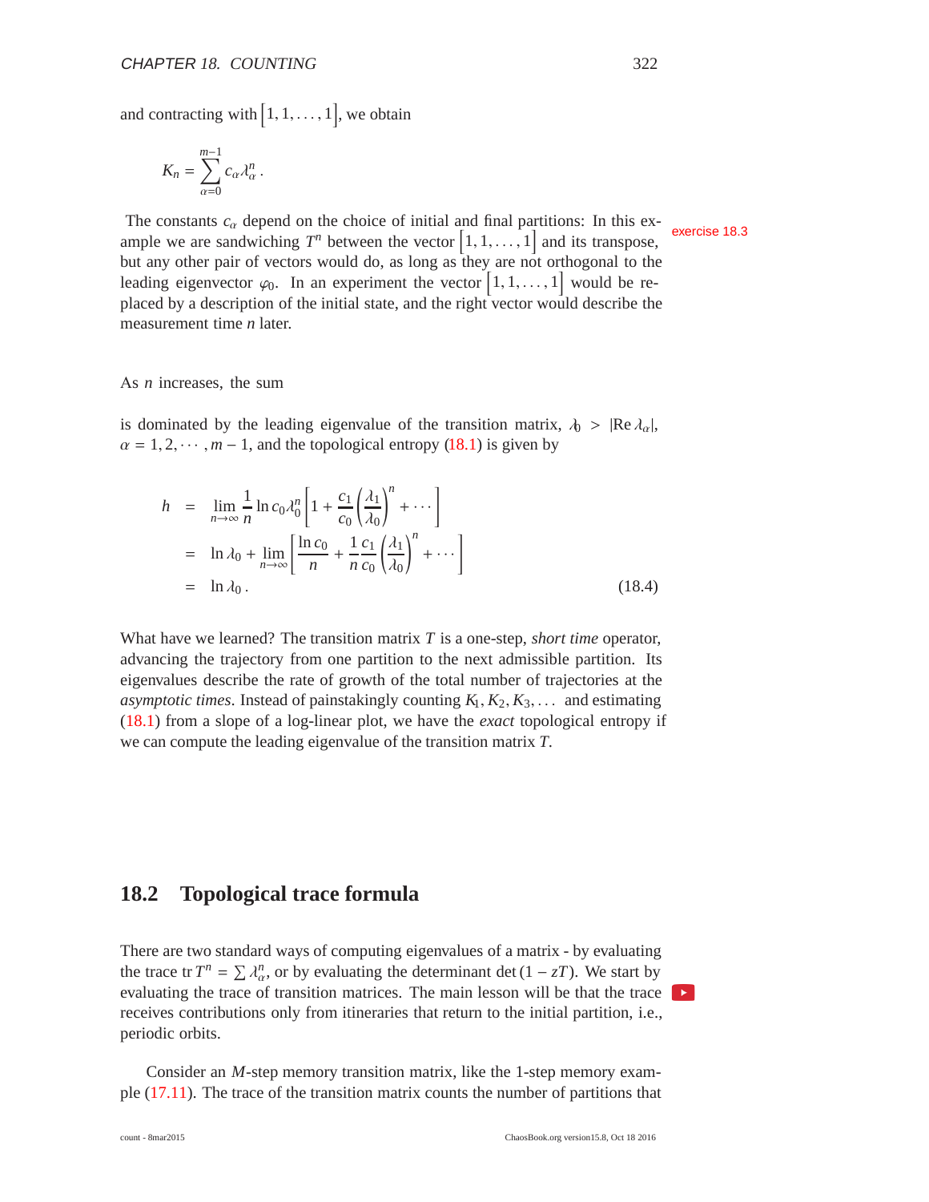and contracting with $\left[1, 1, \ldots, 1\right]$, we obtain

$$K_n = \sum_{\alpha=0}^{m-1} c_\alpha \lambda_\alpha^n \,.$$

The constants $c_\alpha$ depend on the choice of initial and final partitions: In this example we are sandwiching $T^n$ between the vector $\left[1, 1, \ldots, 1\right]$ and its transpose, but any other pair of vectors would do, as long as they are not orthogonal to the leading eigenvector $\varphi_0$. In an experiment the vector $\left[1, 1, \ldots, 1\right]$ would be replaced by a description of the initial state, and the right vector would describe the measurement time $n$ later.

exercise 18.3

As $n$ increases, the sum

is dominated by the leading eigenvalue of the transition matrix, $\lambda_0 > |\mathrm{Re}\,\lambda_\alpha|$, $\alpha = 1, 2, \cdots, m-1$, and the topological entropy (18.1) is given by

$$\begin{aligned}
h &= \lim_{n\to\infty} \frac{1}{n} \ln c_0 \lambda_0^n \left[1 + \frac{c_1}{c_0}\left(\frac{\lambda_1}{\lambda_0}\right)^n + \cdots\right] \\
&= \ln \lambda_0 + \lim_{n\to\infty} \left[\frac{\ln c_0}{n} + \frac{1}{n}\frac{c_1}{c_0}\left(\frac{\lambda_1}{\lambda_0}\right)^n + \cdots\right] \\
&= \ln \lambda_0 \,.
\end{aligned} \qquad (18.4)$$

What have we learned? The transition matrix $T$ is a one-step, *short time* operator, advancing the trajectory from one partition to the next admissible partition. Its eigenvalues describe the rate of growth of the total number of trajectories at the *asymptotic times*. Instead of painstakingly counting $K_1, K_2, K_3, \ldots$ and estimating (18.1) from a slope of a log-linear plot, we have the *exact* topological entropy if we can compute the leading eigenvalue of the transition matrix $T$.

## 18.2 Topological trace formula

There are two standard ways of computing eigenvalues of a matrix - by evaluating the trace $\mathrm{tr}\, T^n = \sum \lambda_\alpha^n$, or by evaluating the determinant $\det(1 - zT)$. We start by evaluating the trace of transition matrices. The main lesson will be that the trace receives contributions only from itineraries that return to the initial partition, i.e., periodic orbits.

Consider an $M$-step memory transition matrix, like the 1-step memory example (17.11). The trace of the transition matrix counts the number of partitions that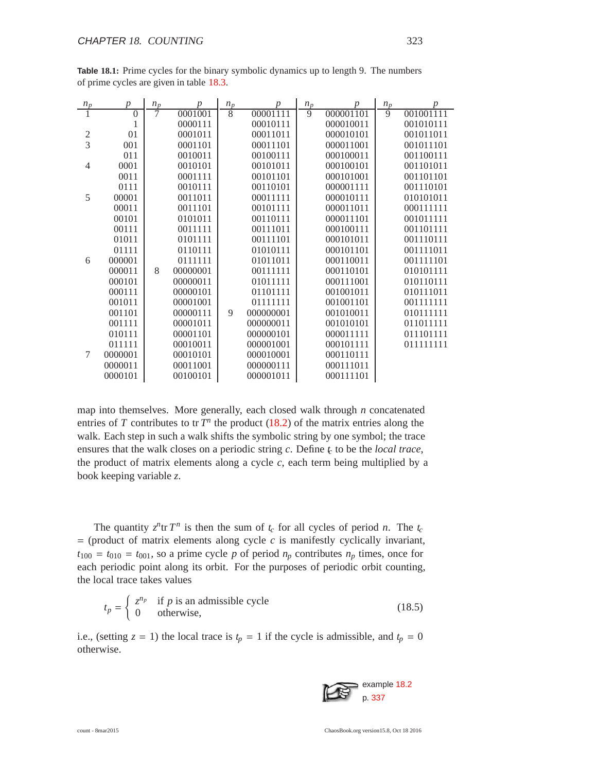**Table 18.1:** Prime cycles for the binary symbolic dynamics up to length 9. The numbers of prime cycles are given in table 18.3.

| $n_p$ | $p$ | $n_p$ | $p$ | $n_p$ | $p$ | $n_p$ | $p$ | $n_p$ | $p$ |
|---|---|---|---|---|---|---|---|---|---|
| 1 | 0 | 7 | 0001001 | 8 | 00001111 | 9 | 000001101 | 9 | 001001111 |
| | 1 | | 0000111 | | 00010111 | | 000010011 | | 001010111 |
| 2 | 01 | | 0001011 | | 00011011 | | 000010101 | | 001011011 |
| 3 | 001 | | 0001101 | | 00011101 | | 000011001 | | 001011101 |
| | 011 | | 0010011 | | 00100111 | | 000100011 | | 001100111 |
| 4 | 0001 | | 0010101 | | 00101011 | | 000100101 | | 001101011 |
| | 0011 | | 0001111 | | 00101101 | | 000101001 | | 001101101 |
| | 0111 | | 0010111 | | 00110101 | | 000001111 | | 001110101 |
| 5 | 00001 | | 0011011 | | 00011111 | | 000010111 | | 010101011 |
| | 00011 | | 0011101 | | 00101111 | | 000011011 | | 000111111 |
| | 00101 | | 0101011 | | 00110111 | | 000011101 | | 001011111 |
| | 00111 | | 0011111 | | 00111011 | | 000100111 | | 001101111 |
| | 01011 | | 0101111 | | 00111101 | | 000101011 | | 001110111 |
| | 01111 | | 0110111 | | 01010111 | | 000101101 | | 001111011 |
| 6 | 000001 | | 0111111 | | 01011011 | | 000110011 | | 001111101 |
| | 000011 | 8 | 00000001 | | 00111111 | | 000110101 | | 010101111 |
| | 000101 | | 00000011 | | 01011111 | | 000111001 | | 010110111 |
| | 000111 | | 00000101 | | 01101111 | | 001001011 | | 010111011 |
| | 001011 | | 00001001 | | 01111111 | | 001001101 | | 001111111 |
| | 001101 | | 00000111 | 9 | 000000001 | | 001010011 | | 010111111 |
| | 001111 | | 00001011 | | 000000011 | | 001010101 | | 011011111 |
| | 010111 | | 00001101 | | 000000101 | | 000011111 | | 011101111 |
| | 011111 | | 00010011 | | 000001001 | | 000101111 | | 011111111 |
| 7 | 0000001 | | 00010101 | | 000010001 | | 000110111 | | |
| | 0000011 | | 00011001 | | 000000111 | | 000111011 | | |
| | 0000101 | | 00100101 | | 000001011 | | 000111101 | | |

map into themselves. More generally, each closed walk through $n$ concatenated entries of $T$ contributes to $\mathrm{tr}\, T^n$ the product (18.2) of the matrix entries along the walk. Each step in such a walk shifts the symbolic string by one symbol; the trace ensures that the walk closes on a periodic string $c$. Define $t_c$ to be the *local trace*, the product of matrix elements along a cycle $c$, each term being multiplied by a book keeping variable $z$.

The quantity $z^n \mathrm{tr}\, T^n$ is then the sum of $t_c$ for all cycles of period $n$. The $t_c$ = (product of matrix elements along cycle $c$ is manifestly cyclically invariant, $t_{100} = t_{010} = t_{001}$, so a prime cycle $p$ of period $n_p$ contributes $n_p$ times, once for each periodic point along its orbit. For the purposes of periodic orbit counting, the local trace takes values

$$t_p = \begin{cases} z^{n_p} & \text{if } p \text{ is an admissible cycle} \\ 0 & \text{otherwise,} \end{cases} \tag{18.5}$$

i.e., (setting $z = 1$) the local trace is $t_p = 1$ if the cycle is admissible, and $t_p = 0$ otherwise.

example 18.2
p. 337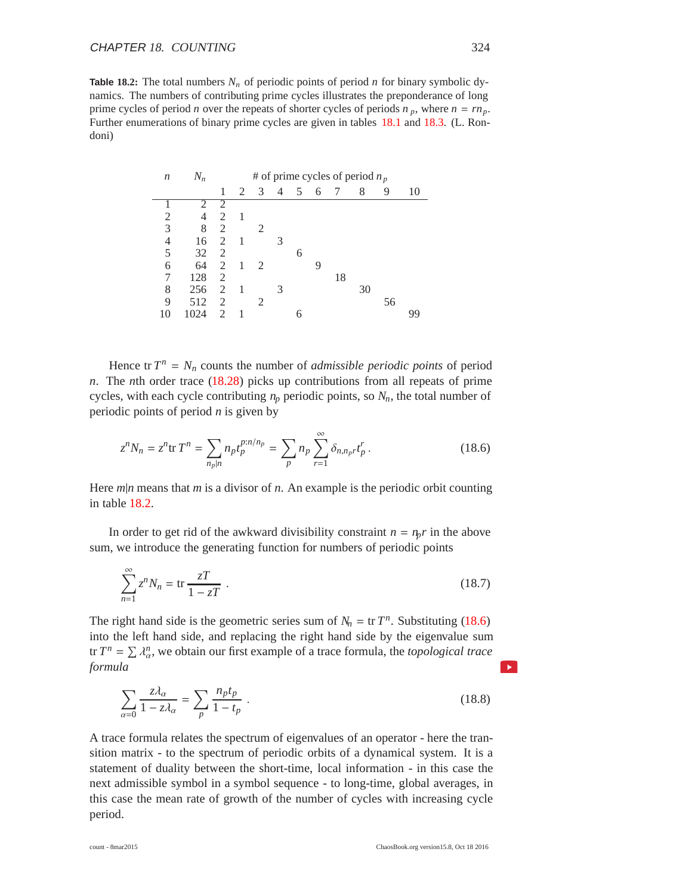**Table 18.2:** The total numbers $N_n$ of periodic points of period $n$ for binary symbolic dynamics. The numbers of contributing prime cycles illustrates the preponderance of long prime cycles of period $n$ over the repeats of shorter cycles of periods $n_p$, where $n = rn_p$. Further enumerations of binary prime cycles are given in tables 18.1 and 18.3. (L. Rondoni)

| $n$ | $N_n$ | # of prime cycles of period $n_p$ | | | | | | | | | |
|---|---|---|---|---|---|---|---|---|---|---|---|
| | | 1 | 2 | 3 | 4 | 5 | 6 | 7 | 8 | 9 | 10 |
| 1 | 2 | 2 | | | | | | | | | |
| 2 | 4 | 2 | 1 | | | | | | | | |
| 3 | 8 | 2 | | 2 | | | | | | | |
| 4 | 16 | 2 | 1 | | 3 | | | | | | |
| 5 | 32 | 2 | | | | 6 | | | | | |
| 6 | 64 | 2 | 1 | 2 | | | 9 | | | | |
| 7 | 128 | 2 | | | | | | 18 | | | |
| 8 | 256 | 2 | 1 | | 3 | | | | 30 | | |
| 9 | 512 | 2 | | 2 | | | | | | 56 | |
| 10 | 1024 | 2 | 1 | | | 6 | | | | | 99 |

Hence $\mathrm{tr}\, T^n = N_n$ counts the number of *admissible periodic points* of period $n$. The $n$th order trace (18.28) picks up contributions from all repeats of prime cycles, with each cycle contributing $n_p$ periodic points, so $N_n$, the total number of periodic points of period $n$ is given by

$$z^n N_n = z^n \mathrm{tr}\, T^n = \sum_{n_p|n} n_p t_p^{p:n/n_p} = \sum_p n_p \sum_{r=1}^{\infty} \delta_{n,n_p r} t_p^r \,. \tag{18.6}$$

Here $m|n$ means that $m$ is a divisor of $n$. An example is the periodic orbit counting in table 18.2.

In order to get rid of the awkward divisibility constraint $n = n_p r$ in the above sum, we introduce the generating function for numbers of periodic points

$$\sum_{n=1}^{\infty} z^n N_n = \mathrm{tr}\, \frac{zT}{1 - zT} \,. \tag{18.7}$$

The right hand side is the geometric series sum of $N_n = \mathrm{tr}\, T^n$. Substituting (18.6) into the left hand side, and replacing the right hand side by the eigenvalue sum $\mathrm{tr}\, T^n = \sum \lambda_\alpha^n$, we obtain our first example of a trace formula, the *topological trace formula*

$$\sum_{\alpha=0} \frac{z\lambda_\alpha}{1 - z\lambda_\alpha} = \sum_p \frac{n_p t_p}{1 - t_p} \,. \tag{18.8}$$

A trace formula relates the spectrum of eigenvalues of an operator - here the transition matrix - to the spectrum of periodic orbits of a dynamical system. It is a statement of duality between the short-time, local information - in this case the next admissible symbol in a symbol sequence - to long-time, global averages, in this case the mean rate of growth of the number of cycles with increasing cycle period.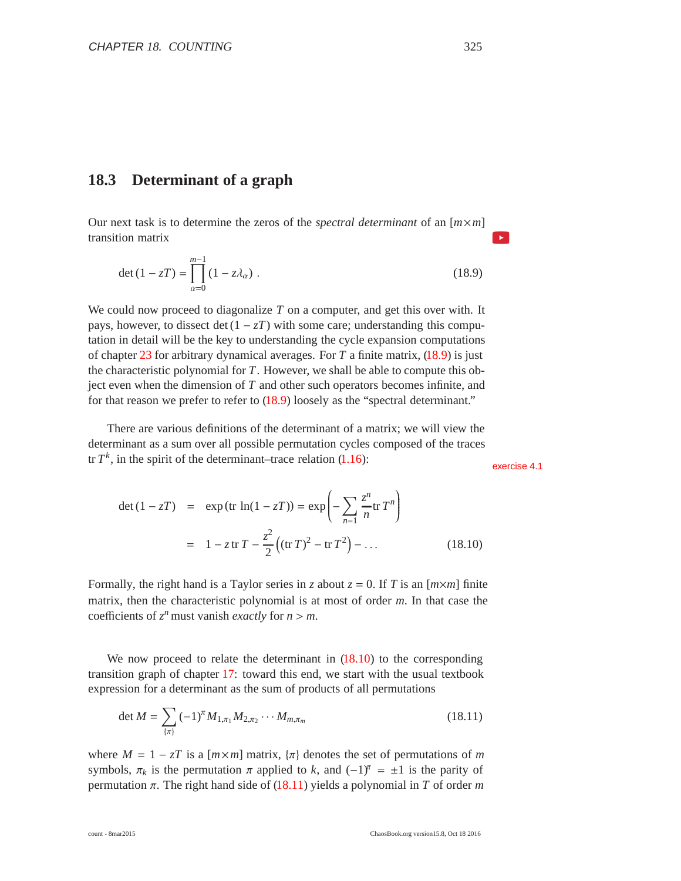## 18.3 Determinant of a graph

Our next task is to determine the zeros of the *spectral determinant* of an $[m \times m]$ transition matrix

$$\det(1 - zT) = \prod_{\alpha=0}^{m-1} (1 - z\lambda_\alpha) \,. \tag{18.9}$$

We could now proceed to diagonalize $T$ on a computer, and get this over with. It pays, however, to dissect $\det(1 - zT)$ with some care; understanding this computation in detail will be the key to understanding the cycle expansion computations of chapter 23 for arbitrary dynamical averages. For $T$ a finite matrix, (18.9) is just the characteristic polynomial for $T$. However, we shall be able to compute this object even when the dimension of $T$ and other such operators becomes infinite, and for that reason we prefer to refer to (18.9) loosely as the "spectral determinant."

There are various definitions of the determinant of a matrix; we will view the determinant as a sum over all possible permutation cycles composed of the traces $\mathrm{tr}\, T^k$, in the spirit of the determinant–trace relation (1.16):

exercise 4.1

$$\begin{aligned}
\det(1 - zT) &= \exp(\mathrm{tr}\, \ln(1 - zT)) = \exp\left(-\sum_{n=1} \frac{z^n}{n} \mathrm{tr}\, T^n\right) \\
&= 1 - z\, \mathrm{tr}\, T - \frac{z^2}{2}\left((\mathrm{tr}\, T)^2 - \mathrm{tr}\, T^2\right) - \ldots
\end{aligned} \tag{18.10}$$

Formally, the right hand is a Taylor series in $z$ about $z = 0$. If $T$ is an $[m \times m]$ finite matrix, then the characteristic polynomial is at most of order $m$. In that case the coefficients of $z^n$ must vanish *exactly* for $n > m$.

We now proceed to relate the determinant in (18.10) to the corresponding transition graph of chapter 17: toward this end, we start with the usual textbook expression for a determinant as the sum of products of all permutations

$$\det M = \sum_{\{\pi\}} (-1)^\pi M_{1,\pi_1} M_{2,\pi_2} \cdots M_{m,\pi_m} \tag{18.11}$$

where $M = 1 - zT$ is a $[m \times m]$ matrix, $\{\pi\}$ denotes the set of permutations of $m$ symbols, $\pi_k$ is the permutation $\pi$ applied to $k$, and $(-1)^\pi = \pm 1$ is the parity of permutation $\pi$. The right hand side of (18.11) yields a polynomial in $T$ of order $m$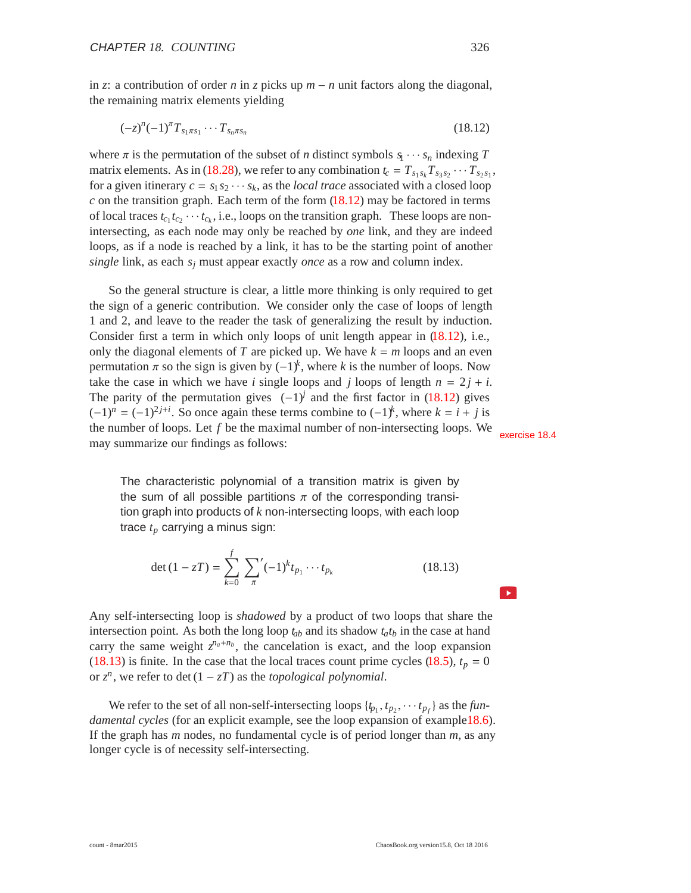in $z$: a contribution of order $n$ in $z$ picks up $m - n$ unit factors along the diagonal, the remaining matrix elements yielding

$$(-z)^n (-1)^{\tilde{\pi}} T_{s_1 \pi s_1} \cdots T_{s_n \pi s_n} \tag{18.12}$$

where $\pi$ is the permutation of the subset of $n$ distinct symbols $s_1 \cdots s_n$ indexing $T$ matrix elements. As in (18.28), we refer to any combination $t_c = T_{s_1 s_k} T_{s_3 s_2} \cdots T_{s_2 s_1}$, for a given itinerary $c = s_1 s_2 \cdots s_k$, as the *local trace* associated with a closed loop $c$ on the transition graph. Each term of the form (18.12) may be factored in terms of local traces $t_{c_1} t_{c_2} \cdots t_{c_k}$, i.e., loops on the transition graph. These loops are non-intersecting, as each node may only be reached by *one* link, and they are indeed loops, as if a node is reached by a link, it has to be the starting point of another *single* link, as each $s_j$ must appear exactly *once* as a row and column index.

So the general structure is clear, a little more thinking is only required to get the sign of a generic contribution. We consider only the case of loops of length 1 and 2, and leave to the reader the task of generalizing the result by induction. Consider first a term in which only loops of unit length appear in (18.12), i.e., only the diagonal elements of $T$ are picked up. We have $k = m$ loops and an even permutation $\tilde{\pi}$ so the sign is given by $(-1)^k$, where $k$ is the number of loops. Now take the case in which we have $i$ single loops and $j$ loops of length $n = 2j + i$. The parity of the permutation gives $(-1)^j$ and the first factor in (18.12) gives $(-1)^n = (-1)^{2j+i}$. So once again these terms combine to $(-1)^k$, where $k = i + j$ is the number of loops. Let $f$ be the maximal number of non-intersecting loops. We may summarize our findings as follows:

exercise 18.4

> The characteristic polynomial of a transition matrix is given by the sum of all possible partitions $\pi$ of the corresponding transition graph into products of $k$ non-intersecting loops, with each loop trace $t_p$ carrying a minus sign:
>
> $$\det(1 - zT) = \sum_{k=0}^{f} \sum_{\pi}{}' (-1)^k t_{p_1} \cdots t_{p_k} \tag{18.13}$$

Any self-intersecting loop is *shadowed* by a product of two loops that share the intersection point. As both the long loop $t_{ab}$ and its shadow $t_a t_b$ in the case at hand carry the same weight $z^{n_a + n_b}$, the cancelation is exact, and the loop expansion (18.13) is finite. In the case that the local traces count prime cycles (18.5), $t_p = 0$ or $z^n$, we refer to $\det(1 - zT)$ as the *topological polynomial*.

We refer to the set of all non-self-intersecting loops $\{t_{p_1}, t_{p_2}, \cdots t_{p_f}\}$ as the *fundamental cycles* (for an explicit example, see the loop expansion of example 18.6). If the graph has $m$ nodes, no fundamental cycle is of period longer than $m$, as any longer cycle is of necessity self-intersecting.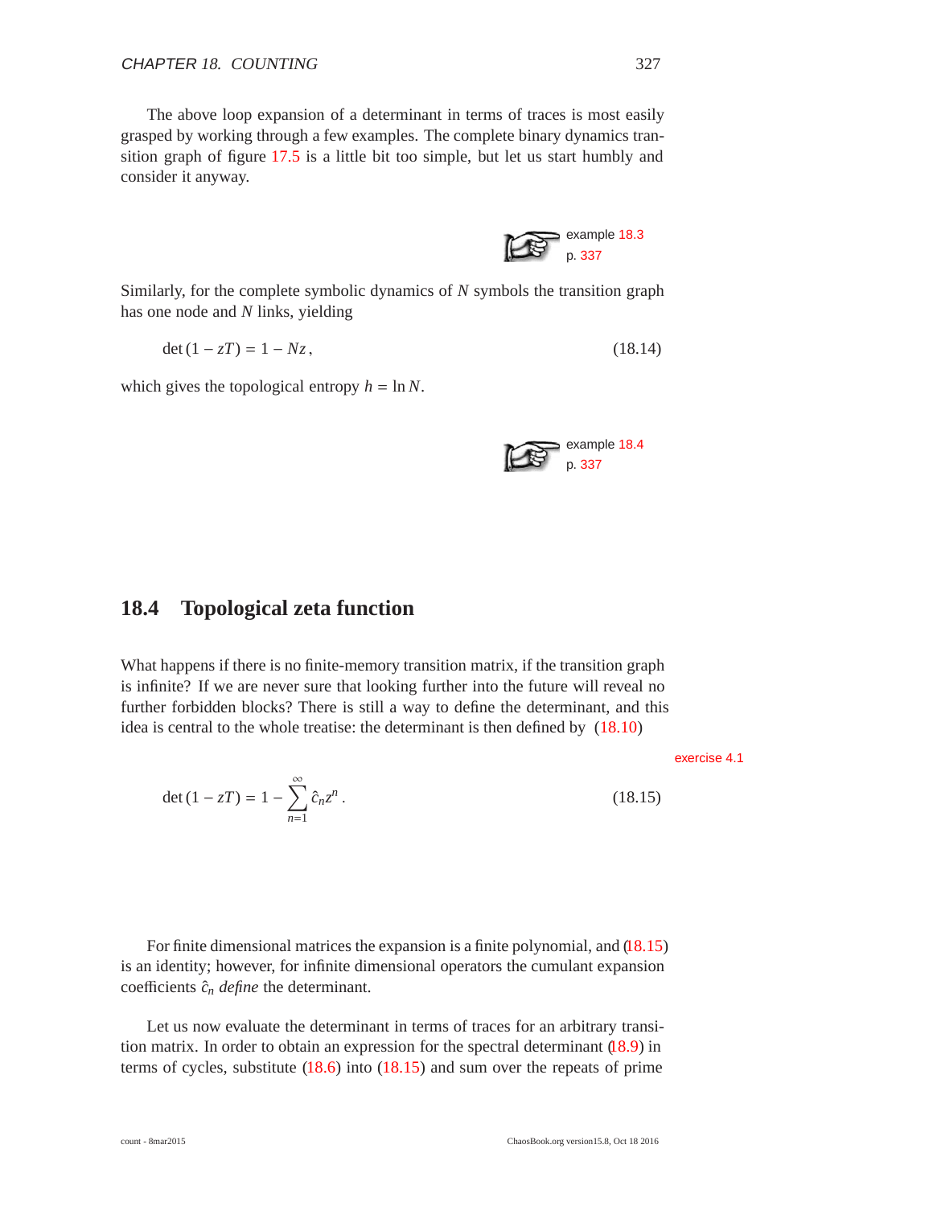The above loop expansion of a determinant in terms of traces is most easily grasped by working through a few examples. The complete binary dynamics transition graph of figure 17.5 is a little bit too simple, but let us start humbly and consider it anyway.

example 18.3
p. 337

Similarly, for the complete symbolic dynamics of $N$ symbols the transition graph has one node and $N$ links, yielding

$$\det(1 - zT) = 1 - Nz\,, \tag{18.14}$$

which gives the topological entropy $h = \ln N$.

example 18.4
p. 337

## 18.4 Topological zeta function

What happens if there is no finite-memory transition matrix, if the transition graph is infinite? If we are never sure that looking further into the future will reveal no further forbidden blocks? There is still a way to define the determinant, and this idea is central to the whole treatise: the determinant is then defined by (18.10)

exercise 4.1

$$\det(1 - zT) = 1 - \sum_{n=1}^{\infty} \hat{c}_n z^n\,. \tag{18.15}$$

For finite dimensional matrices the expansion is a finite polynomial, and (18.15) is an identity; however, for infinite dimensional operators the cumulant expansion coefficients $\hat{c}_n$ *define* the determinant.

Let us now evaluate the determinant in terms of traces for an arbitrary transition matrix. In order to obtain an expression for the spectral determinant (18.9) in terms of cycles, substitute (18.6) into (18.15) and sum over the repeats of prime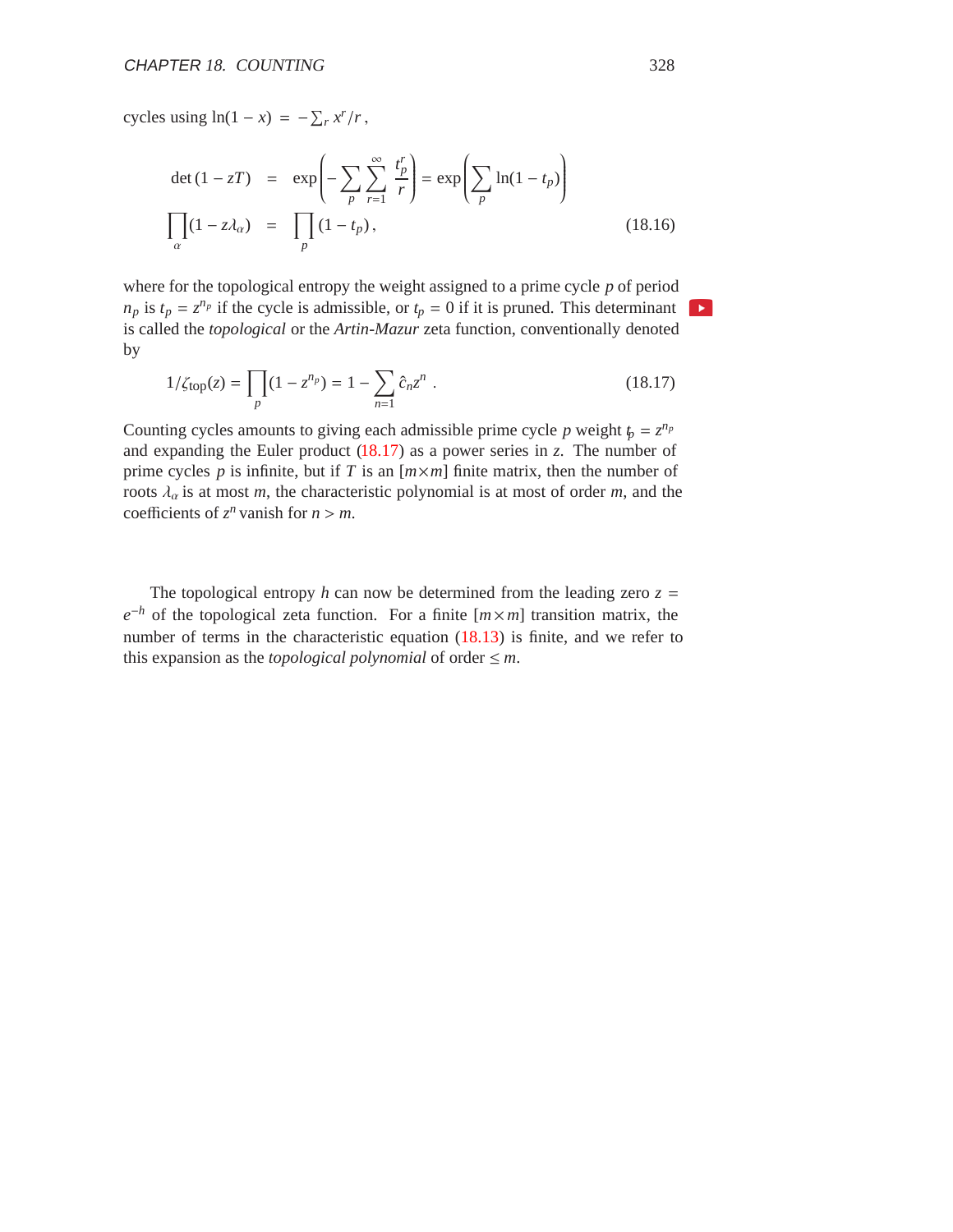cycles using $\ln(1-x) = -\sum_r x^r/r$,

$$
\begin{aligned}
\det(1 - zT) &= \exp\left(-\sum_p \sum_{r=1}^{\infty} \frac{t_p^r}{r}\right) = \exp\left(\sum_p \ln(1 - t_p)\right) \\
\prod_\alpha (1 - z\lambda_\alpha) &= \prod_p (1 - t_p)\,,
\end{aligned}
\tag{18.16}
$$

where for the topological entropy the weight assigned to a prime cycle $p$ of period $n_p$ is $t_p = z^{n_p}$ if the cycle is admissible, or $t_p = 0$ if it is pruned. This determinant is called the *topological* or the *Artin-Mazur* zeta function, conventionally denoted by

$$
1/\zeta_{\mathrm{top}}(z) = \prod_p (1 - z^{n_p}) = 1 - \sum_{n=1} \hat{c}_n z^n \,. \tag{18.17}
$$

Counting cycles amounts to giving each admissible prime cycle $p$ weight $t_p = z^{n_p}$ and expanding the Euler product (18.17) as a power series in $z$. The number of prime cycles $p$ is infinite, but if $T$ is an $[m \times m]$ finite matrix, then the number of roots $\lambda_\alpha$ is at most $m$, the characteristic polynomial is at most of order $m$, and the coefficients of $z^n$ vanish for $n > m$.

The topological entropy $h$ can now be determined from the leading zero $z = e^{-h}$ of the topological zeta function. For a finite $[m \times m]$ transition matrix, the number of terms in the characteristic equation (18.13) is finite, and we refer to this expansion as the *topological polynomial* of order $\leq m$.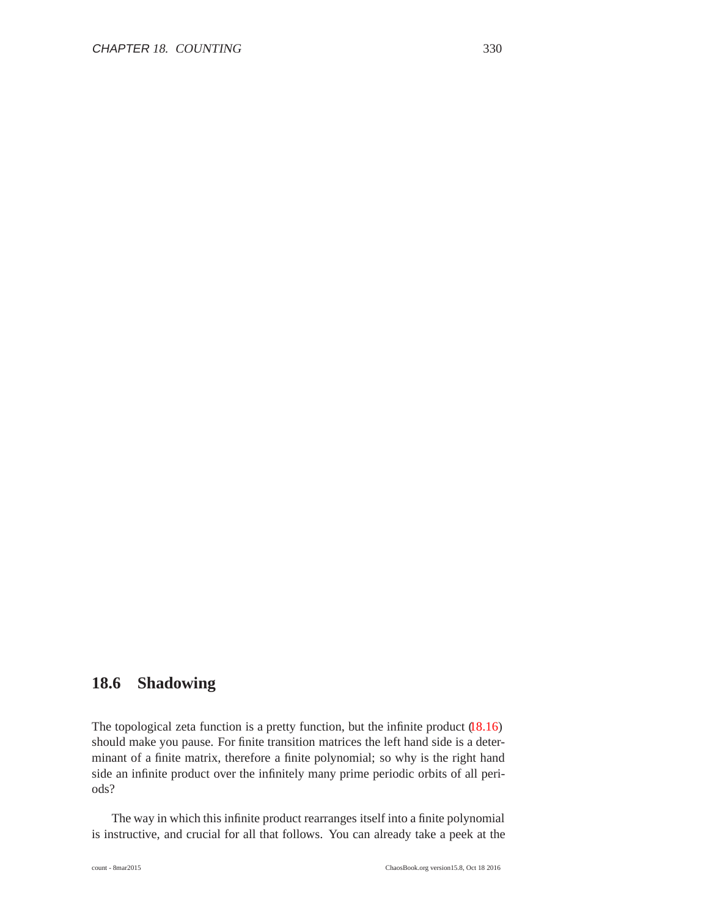## 18.6 Shadowing

The topological zeta function is a pretty function, but the infinite product (18.16) should make you pause. For finite transition matrices the left hand side is a determinant of a finite matrix, therefore a finite polynomial; so why is the right hand side an infinite product over the infinitely many prime periodic orbits of all periods?

The way in which this infinite product rearranges itself into a finite polynomial is instructive, and crucial for all that follows. You can already take a peek at the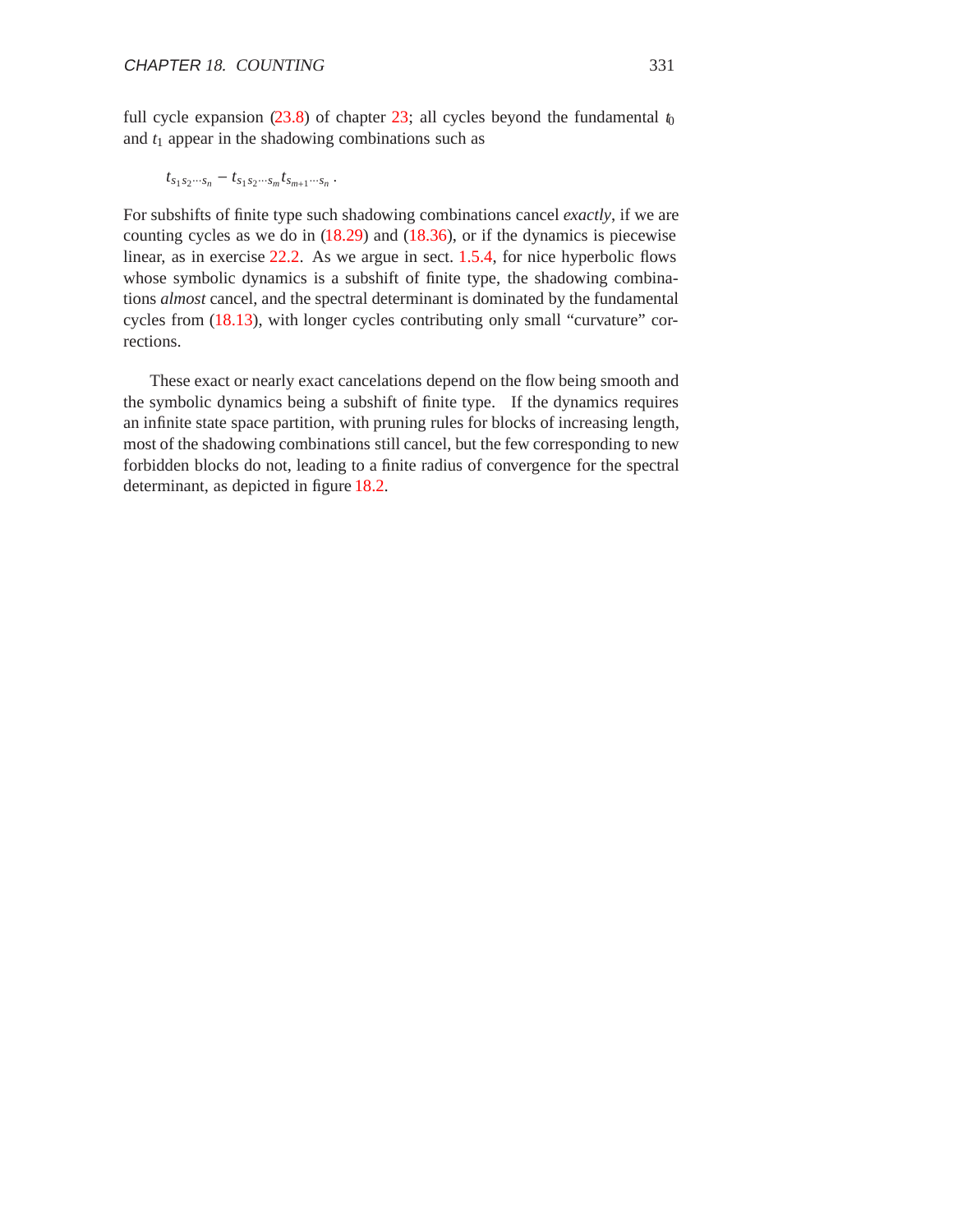full cycle expansion (23.8) of chapter 23; all cycles beyond the fundamental $t_0$ and $t_1$ appear in the shadowing combinations such as

$$t_{s_1 s_2 \cdots s_n} - t_{s_1 s_2 \cdots s_m} t_{s_{m+1} \cdots s_n} .$$

For subshifts of finite type such shadowing combinations cancel *exactly*, if we are counting cycles as we do in (18.29) and (18.36), or if the dynamics is piecewise linear, as in exercise 22.2. As we argue in sect. 1.5.4, for nice hyperbolic flows whose symbolic dynamics is a subshift of finite type, the shadowing combinations *almost* cancel, and the spectral determinant is dominated by the fundamental cycles from (18.13), with longer cycles contributing only small "curvature" corrections.

These exact or nearly exact cancelations depend on the flow being smooth and the symbolic dynamics being a subshift of finite type. If the dynamics requires an infinite state space partition, with pruning rules for blocks of increasing length, most of the shadowing combinations still cancel, but the few corresponding to new forbidden blocks do not, leading to a finite radius of convergence for the spectral determinant, as depicted in figure 18.2.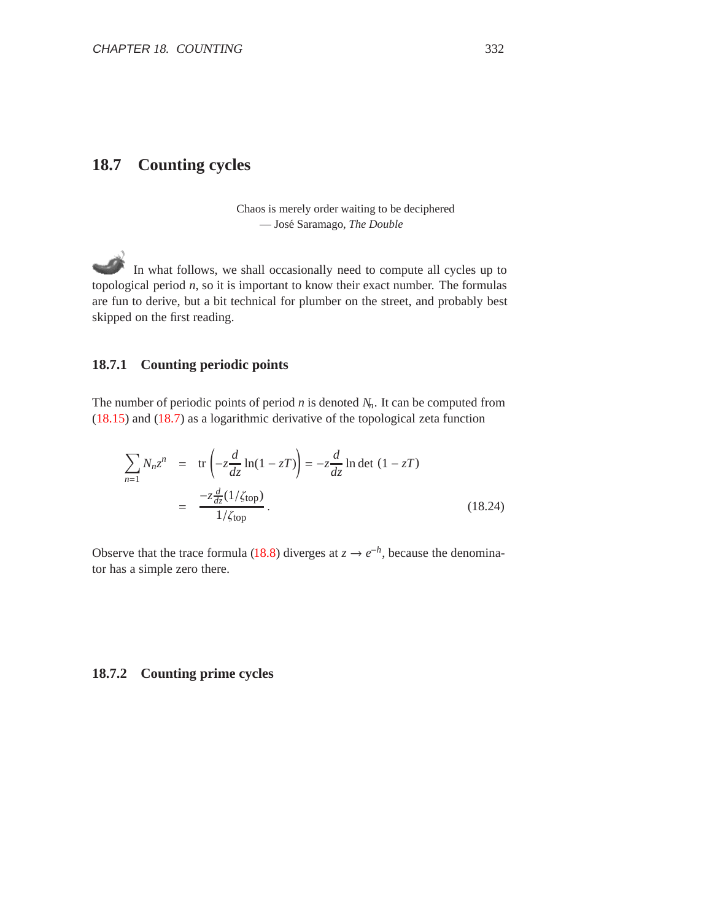## 18.7 Counting cycles

> Chaos is merely order waiting to be deciphered
> — José Saramago, *The Double*

In what follows, we shall occasionally need to compute all cycles up to topological period $n$, so it is important to know their exact number. The formulas are fun to derive, but a bit technical for plumber on the street, and probably best skipped on the first reading.

### 18.7.1 Counting periodic points

The number of periodic points of period $n$ is denoted $N_n$. It can be computed from (18.15) and (18.7) as a logarithmic derivative of the topological zeta function

$$
\begin{aligned}
\sum_{n=1} N_n z^n &= \operatorname{tr}\left(-z\frac{d}{dz}\ln(1-zT)\right) = -z\frac{d}{dz}\ln\det(1-zT) \\
&= \frac{-z\frac{d}{dz}(1/\zeta_{\mathrm{top}})}{1/\zeta_{\mathrm{top}}} .
\end{aligned}
\tag{18.24}
$$

Observe that the trace formula (18.8) diverges at $z \to e^{-h}$, because the denominator has a simple zero there.

### 18.7.2 Counting prime cycles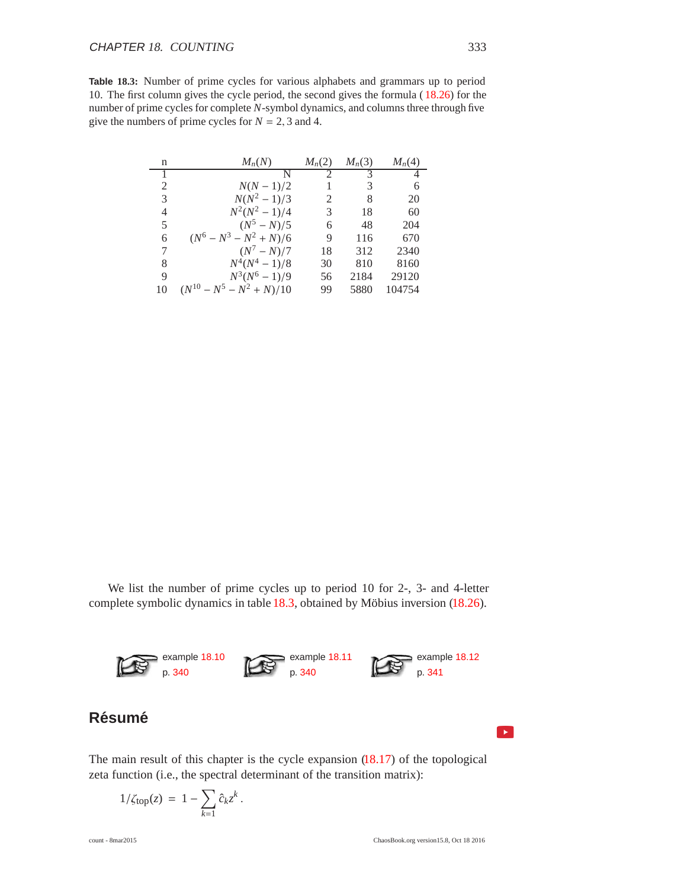**Table 18.3:** Number of prime cycles for various alphabets and grammars up to period 10. The first column gives the cycle period, the second gives the formula (18.26) for the number of prime cycles for complete $N$-symbol dynamics, and columns three through five give the numbers of prime cycles for $N = 2, 3$ and 4.

| n | $M_n(N)$ | $M_n(2)$ | $M_n(3)$ | $M_n(4)$ |
|---|---|---|---|---|
| 1 | N | 2 | 3 | 4 |
| 2 | $N(N-1)/2$ | 1 | 3 | 6 |
| 3 | $N(N^2-1)/3$ | 2 | 8 | 20 |
| 4 | $N^2(N^2-1)/4$ | 3 | 18 | 60 |
| 5 | $(N^5-N)/5$ | 6 | 48 | 204 |
| 6 | $(N^6-N^3-N^2+N)/6$ | 9 | 116 | 670 |
| 7 | $(N^7-N)/7$ | 18 | 312 | 2340 |
| 8 | $N^4(N^4-1)/8$ | 30 | 810 | 8160 |
| 9 | $N^3(N^6-1)/9$ | 56 | 2184 | 29120 |
| 10 | $(N^{10}-N^5-N^2+N)/10$ | 99 | 5880 | 104754 |

We list the number of prime cycles up to period 10 for 2-, 3- and 4-letter complete symbolic dynamics in table 18.3, obtained by Möbius inversion (18.26).

example 18.10 p. 340 example 18.11 p. 340 example 18.12 p. 341

## Résumé

The main result of this chapter is the cycle expansion (18.17) of the topological zeta function (i.e., the spectral determinant of the transition matrix):

$$1/\zeta_{\text{top}}(z) = 1 - \sum_{k=1} \hat{c}_k z^k \,.$$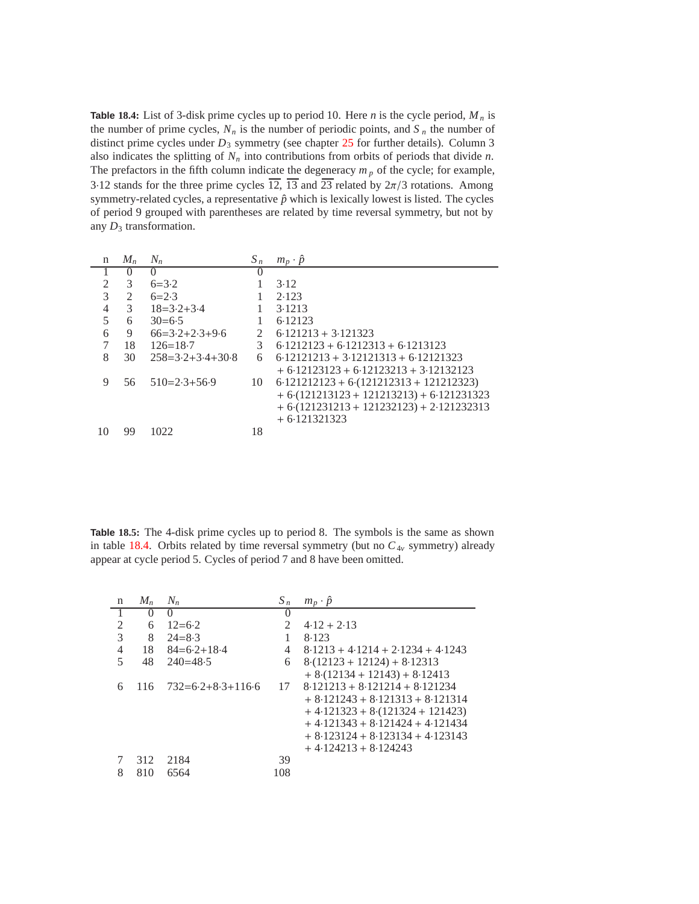**Table 18.4:** List of 3-disk prime cycles up to period 10. Here $n$ is the cycle period, $M_n$ is the number of prime cycles, $N_n$ is the number of periodic points, and $S_n$ the number of distinct prime cycles under $D_3$ symmetry (see chapter 25 for further details). Column 3 also indicates the splitting of $N_n$ into contributions from orbits of periods that divide $n$. The prefactors in the fifth column indicate the degeneracy $m_p$ of the cycle; for example, 3·12 stands for the three prime cycles $\overline{12}$, $\overline{13}$ and $\overline{23}$ related by $2\pi/3$ rotations. Among symmetry-related cycles, a representative $\hat{p}$ which is lexically lowest is listed. The cycles of period 9 grouped with parentheses are related by time reversal symmetry, but not by any $D_3$ transformation.

| n | $M_n$ | $N_n$ | $S_n$ | $m_p \cdot \hat{p}$ |
|---|---|---|---|---|
| 1 | 0 | 0 | 0 | |
| 2 | 3 | 6=3·2 | 1 | 3·12 |
| 3 | 2 | 6=2·3 | 1 | 2·123 |
| 4 | 3 | 18=3·2+3·4 | 1 | 3·1213 |
| 5 | 6 | 30=6·5 | 1 | 6·12123 |
| 6 | 9 | 66=3·2+2·3+9·6 | 2 | 6·121213 + 3·121323 |
| 7 | 18 | 126=18·7 | 3 | 6·1212123 + 6·1212313 + 6·1213123 |
| 8 | 30 | 258=3·2+3·4+30·8 | 6 | 6·12121213 + 3·12121313 + 6·12121323 + 6·12123123 + 6·12123213 + 3·12132123 |
| 9 | 56 | 510=2·3+56·9 | 10 | 6·121212123 + 6·(121212313 + 121212323) + 6·(121213123 + 121213213) + 6·121231323 + 6·(121231213 + 121232123) + 2·121232313 + 6·121321323 |
| 10 | 99 | 1022 | 18 | |

**Table 18.5:** The 4-disk prime cycles up to period 8. The symbols is the same as shown in table 18.4. Orbits related by time reversal symmetry (but no $C_{4v}$ symmetry) already appear at cycle period 5. Cycles of period 7 and 8 have been omitted.

| n | $M_n$ | $N_n$ | $S_n$ | $m_p \cdot \hat{p}$ |
|---|---|---|---|---|
| 1 | 0 | 0 | 0 | |
| 2 | 6 | 12=6·2 | 2 | 4·12 + 2·13 |
| 3 | 8 | 24=8·3 | 1 | 8·123 |
| 4 | 18 | 84=6·2+18·4 | 4 | 8·1213 + 4·1214 + 2·1234 + 4·1243 |
| 5 | 48 | 240=48·5 | 6 | 8·(12123 + 12124) + 8·12313 + 8·(12134 + 12143) + 8·12413 |
| 6 | 116 | 732=6·2+8·3+116·6 | 17 | 8·121213 + 8·121214 + 8·121234 + 8·121243 + 8·121313 + 8·121314 + 4·121323 + 8·(121324 + 121423) + 4·121343 + 8·121424 + 4·121434 + 8·123124 + 8·123134 + 4·123143 + 4·124213 + 8·124243 |
| 7 | 312 | 2184 | 39 | |
| 8 | 810 | 6564 | 108 | |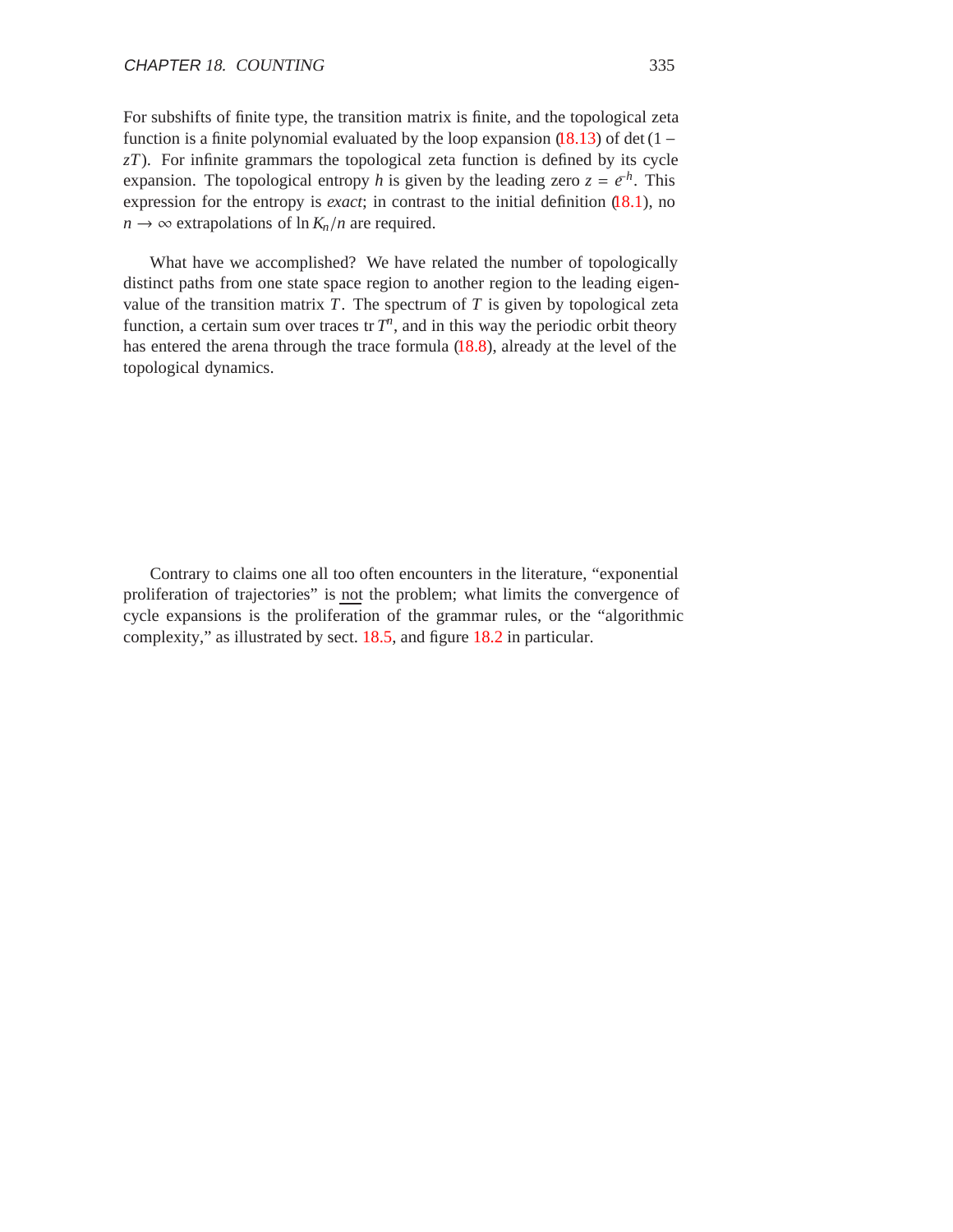For subshifts of finite type, the transition matrix is finite, and the topological zeta function is a finite polynomial evaluated by the loop expansion (18.13) of $\det(1 - zT)$. For infinite grammars the topological zeta function is defined by its cycle expansion. The topological entropy $h$ is given by the leading zero $z = e^{-h}$. This expression for the entropy is *exact*; in contrast to the initial definition (18.1), no $n \to \infty$ extrapolations of $\ln K_n/n$ are required.

What have we accomplished? We have related the number of topologically distinct paths from one state space region to another region to the leading eigenvalue of the transition matrix $T$. The spectrum of $T$ is given by topological zeta function, a certain sum over traces $\mathrm{tr}\, T^n$, and in this way the periodic orbit theory has entered the arena through the trace formula (18.8), already at the level of the topological dynamics.

Contrary to claims one all too often encounters in the literature, "exponential proliferation of trajectories" is <u>not</u> the problem; what limits the convergence of cycle expansions is the proliferation of the grammar rules, or the "algorithmic complexity," as illustrated by sect. 18.5, and figure 18.2 in particular.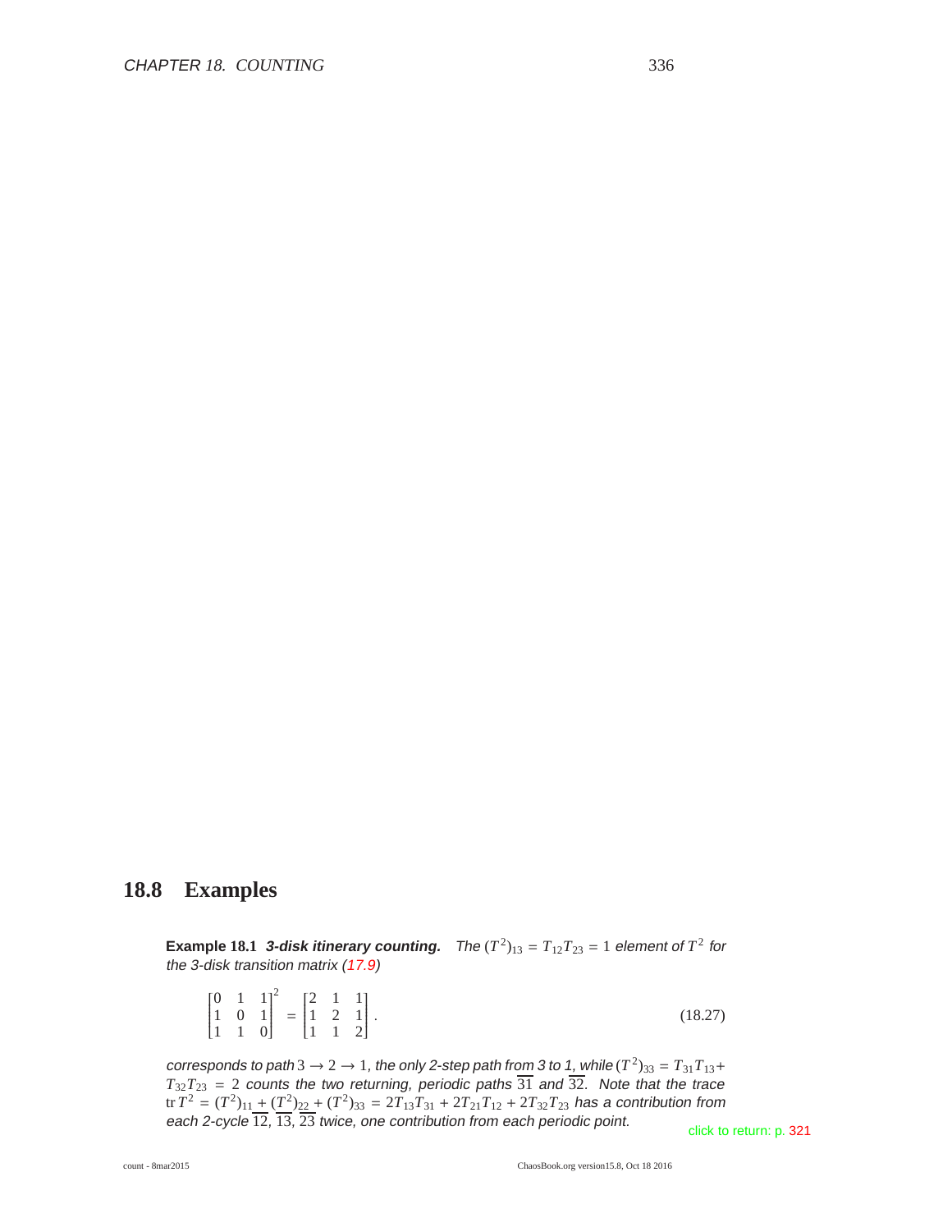## 18.8 Examples

**Example 18.1** ***3-disk itinerary counting.*** *The $(T^2)_{13} = T_{12}T_{23} = 1$ element of $T^2$ for the 3-disk transition matrix (17.9)*

$$
\begin{bmatrix} 0 & 1 & 1 \\ 1 & 0 & 1 \\ 1 & 1 & 0 \end{bmatrix}^2 = \begin{bmatrix} 2 & 1 & 1 \\ 1 & 2 & 1 \\ 1 & 1 & 2 \end{bmatrix} . \tag{18.27}
$$

*corresponds to path $3 \to 2 \to 1$, the only 2-step path from 3 to 1, while $(T^2)_{33} = T_{31}T_{13} + T_{32}T_{23} = 2$ counts the two returning, periodic paths $\overline{31}$ and $\overline{32}$. Note that the trace $\mathrm{tr}\, T^2 = (T^2)_{11} + (T^2)_{22} + (T^2)_{33} = 2T_{13}T_{31} + 2T_{21}T_{12} + 2T_{32}T_{23}$ has a contribution from each 2-cycle $\overline{12}$, $\overline{13}$, $\overline{23}$ twice, one contribution from each periodic point.*

click to return: p. 321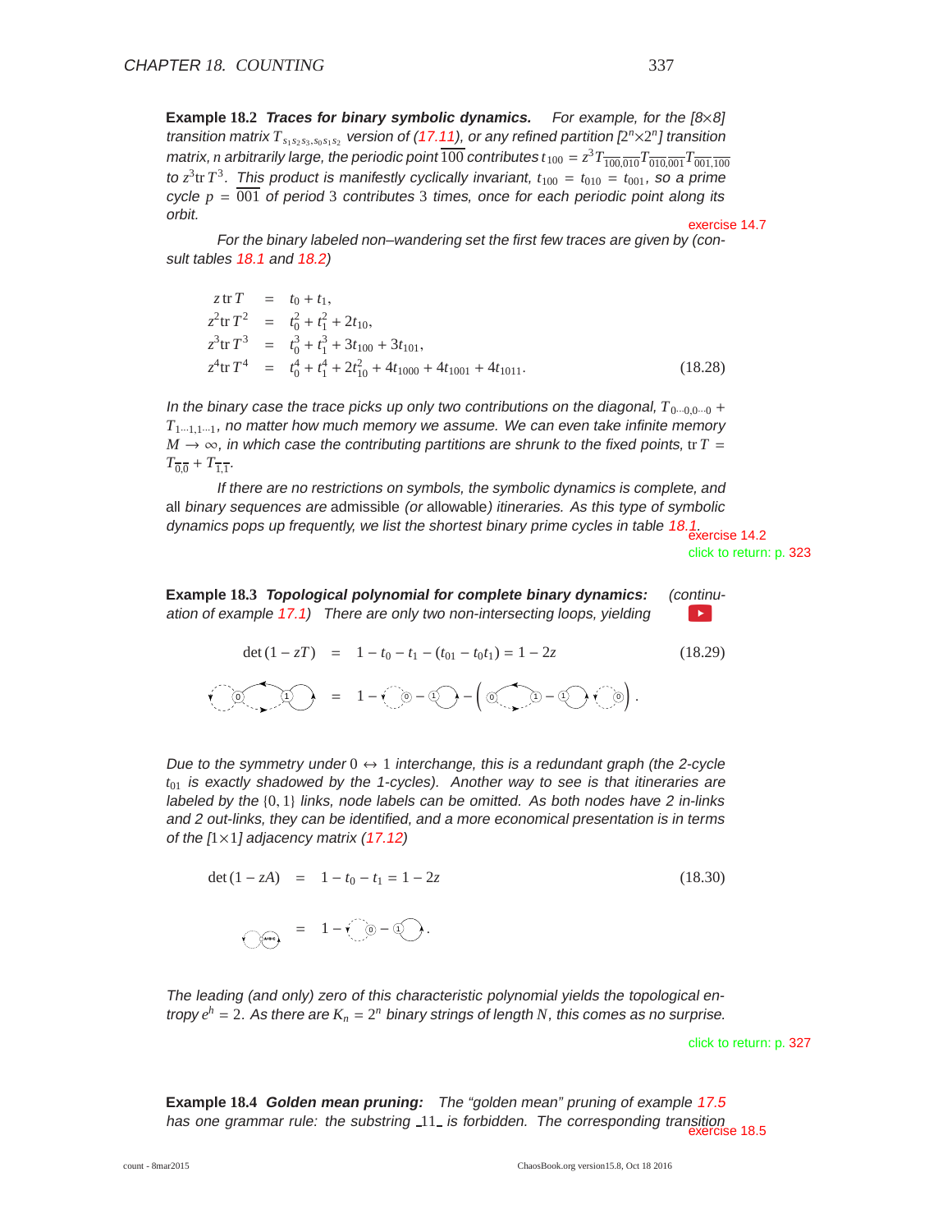**Example 18.2** ***Traces for binary symbolic dynamics.*** *For example, for the [8×8] transition matrix $T_{s_1s_2s_3,s_0s_1s_2}$ version of (17.11), or any refined partition [$2^n \times 2^n$] transition matrix, $n$ arbitrarily large, the periodic point $\overline{100}$ contributes $t_{100} = z^3 T_{\overline{100},\overline{010}} T_{\overline{010},\overline{001}} T_{\overline{001},\overline{100}}$ to $z^3 \mathrm{tr}\, T^3$. This product is manifestly cyclically invariant, $t_{100} = t_{010} = t_{001}$, so a prime cycle $p = \overline{001}$ of period 3 contributes 3 times, once for each periodic point along its orbit.*

exercise 14.7

*For the binary labeled non–wandering set the first few traces are given by (consult tables 18.1 and 18.2)*

$$
\begin{aligned}
z\, \mathrm{tr}\, T &= t_0 + t_1, \\
z^2 \mathrm{tr}\, T^2 &= t_0^2 + t_1^2 + 2t_{10}, \\
z^3 \mathrm{tr}\, T^3 &= t_0^3 + t_1^3 + 3t_{100} + 3t_{101}, \\
z^4 \mathrm{tr}\, T^4 &= t_0^4 + t_1^4 + 2t_{10}^2 + 4t_{1000} + 4t_{1001} + 4t_{1011}.
\end{aligned}
\tag{18.28}
$$

*In the binary case the trace picks up only two contributions on the diagonal, $T_{0\cdots0,0\cdots0} + T_{1\cdots1,1\cdots1}$, no matter how much memory we assume. We can even take infinite memory $M \to \infty$, in which case the contributing partitions are shrunk to the fixed points, $\mathrm{tr}\, T = T_{\overline{0},\overline{0}} + T_{\overline{1},\overline{1}}$.*

*If there are no restrictions on symbols, the symbolic dynamics is complete, and* all *binary sequences are* admissible *(or* allowable*) itineraries. As this type of symbolic dynamics pops up frequently, we list the shortest binary prime cycles in table 18.1.*

exercise 14.2

click to return: p. 323

**Example 18.3** ***Topological polynomial for complete binary dynamics:*** *(continuation of example 17.1) There are only two non-intersecting loops, yielding*

$$
\det(1 - zT) = 1 - t_0 - t_1 - (t_{01} - t_0 t_1) = 1 - 2z
\tag{18.29}
$$

*Due to the symmetry under $0 \leftrightarrow 1$ interchange, this is a redundant graph (the 2-cycle $t_{01}$ is exactly shadowed by the 1-cycles). Another way to see is that itineraries are labeled by the $\{0, 1\}$ links, node labels can be omitted. As both nodes have 2 in-links and 2 out-links, they can be identified, and a more economical presentation is in terms of the [1×1] adjacency matrix (17.12)*

$$
\det(1 - zA) = 1 - t_0 - t_1 = 1 - 2z
\tag{18.30}
$$

*The leading (and only) zero of this characteristic polynomial yields the topological entropy $e^h = 2$. As there are $K_n = 2^n$ binary strings of length $N$, this comes as no surprise.*

click to return: p. 327

**Example 18.4** ***Golden mean pruning:*** *The "golden mean" pruning of example 17.5 has one grammar rule: the substring $\_11\_$ is forbidden. The corresponding transition*

exercise 18.5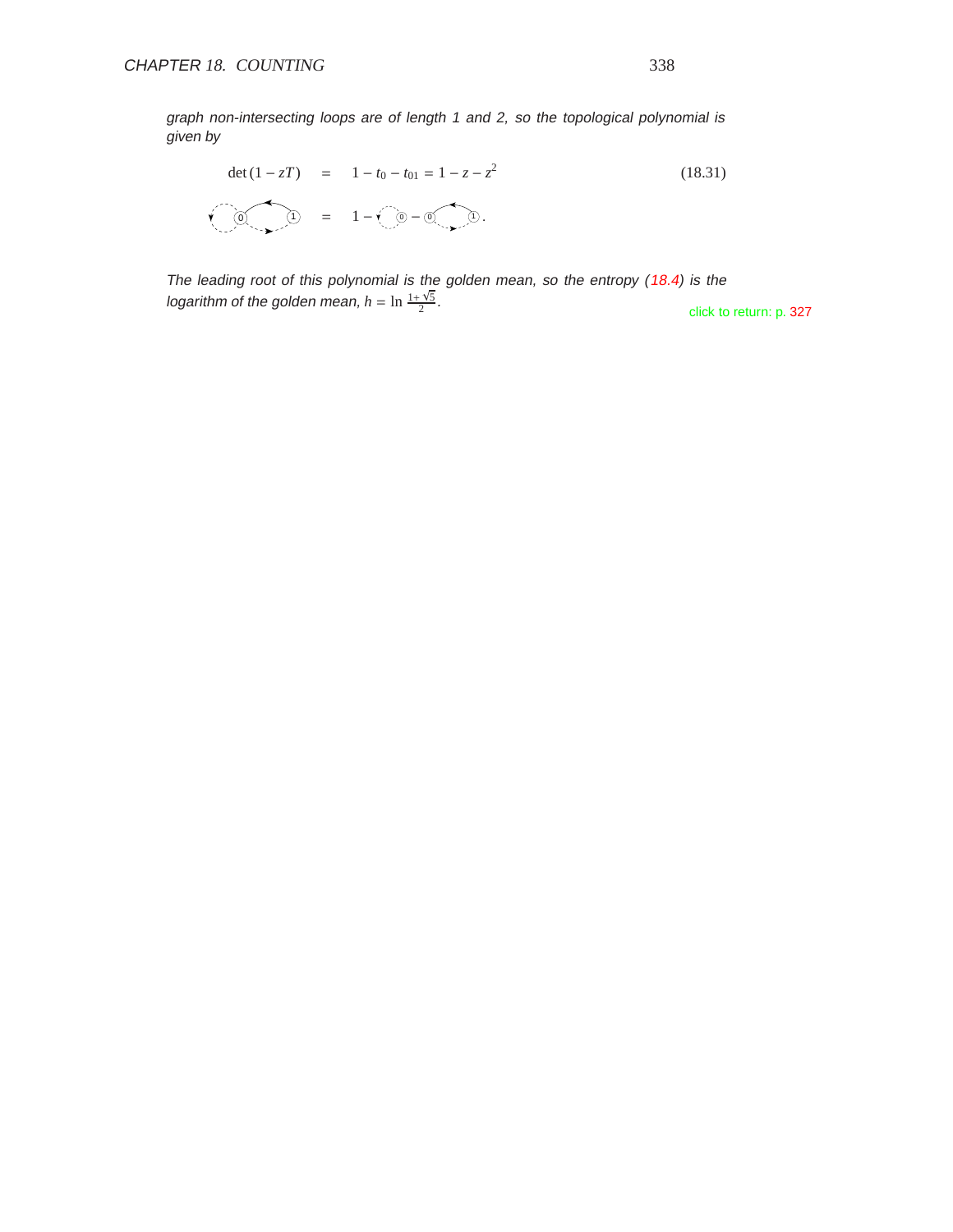*graph non-intersecting loops are of length 1 and 2, so the topological polynomial is given by*

$$\det(1 - zT) = 1 - t_0 - t_{01} = 1 - z - z^2 \tag{18.31}$$

*The leading root of this polynomial is the golden mean, so the entropy (18.4) is the logarithm of the golden mean, $h = \ln \frac{1+\sqrt{5}}{2}$.*

click to return: p. 327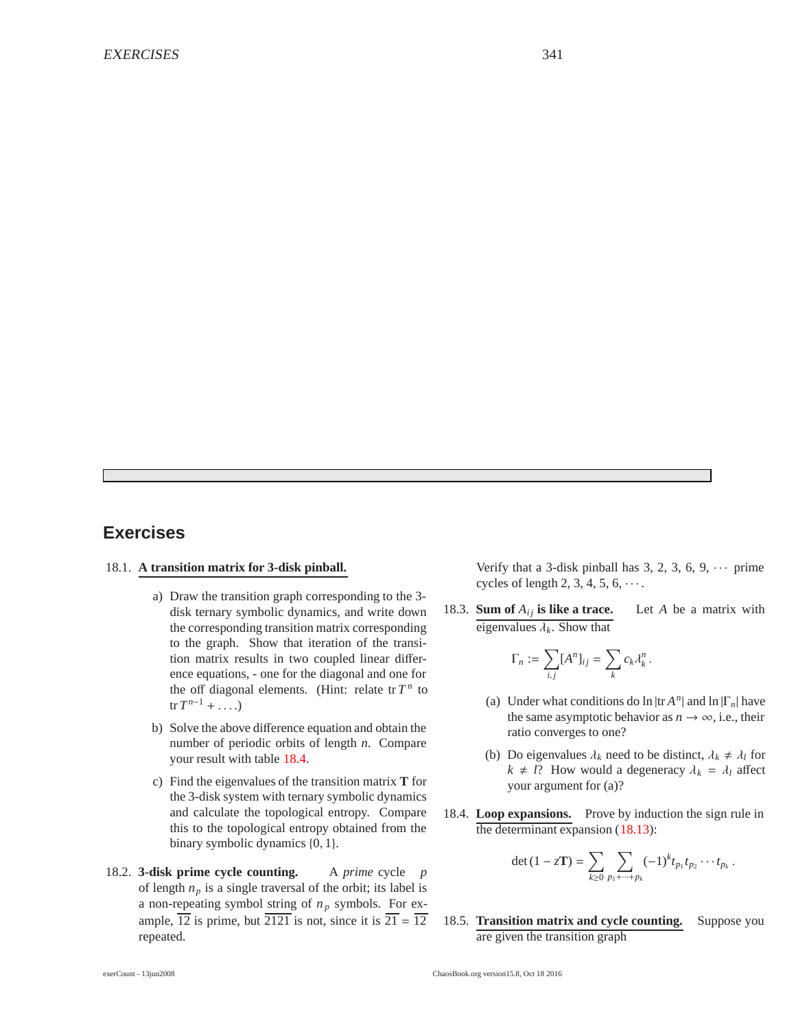## Exercises

18.1. **A transition matrix for 3-disk pinball.**

a) Draw the transition graph corresponding to the 3-disk ternary symbolic dynamics, and write down the corresponding transition matrix corresponding to the graph. Show that iteration of the transition matrix results in two coupled linear difference equations, - one for the diagonal and one for the off diagonal elements. (Hint: relate $\mathrm{tr}\, T^n$ to $\mathrm{tr}\, T^{n-1} + \ldots$.)

b) Solve the above difference equation and obtain the number of periodic orbits of length *n*. Compare your result with table 18.4.

c) Find the eigenvalues of the transition matrix **T** for the 3-disk system with ternary symbolic dynamics and calculate the topological entropy. Compare this to the topological entropy obtained from the binary symbolic dynamics $\{0, 1\}$.

18.2. **3-disk prime cycle counting.** A *prime* cycle $p$ of length $n_p$ is a single traversal of the orbit; its label is a non-repeating symbol string of $n_p$ symbols. For example, $\overline{12}$ is prime, but $\overline{2121}$ is not, since it is $\overline{21} = \overline{12}$ repeated.

Verify that a 3-disk pinball has 3, 2, 3, 6, 9, $\cdots$ prime cycles of length 2, 3, 4, 5, 6, $\cdots$.

18.3. **Sum of $A_{ij}$ is like a trace.** Let $A$ be a matrix with eigenvalues $\lambda_k$. Show that

$$\Gamma_n := \sum_{i,j} [A^n]_{ij} = \sum_k c_k \lambda_k^n .$$

(a) Under what conditions do $\ln |\mathrm{tr}\, A^n|$ and $\ln |\Gamma_n|$ have the same asymptotic behavior as $n \to \infty$, i.e., their ratio converges to one?

(b) Do eigenvalues $\lambda_k$ need to be distinct, $\lambda_k \neq \lambda_l$ for $k \neq l$? How would a degeneracy $\lambda_k = \lambda_l$ affect your argument for (a)?

18.4. **Loop expansions.** Prove by induction the sign rule in the determinant expansion (18.13):

$$\det(1 - z\mathbf{T}) = \sum_{k \geq 0} \sum_{p_1 + \cdots + p_k} (-1)^k t_{p_1} t_{p_2} \cdots t_{p_k} .$$

18.5. **Transition matrix and cycle counting.** Suppose you are given the transition graph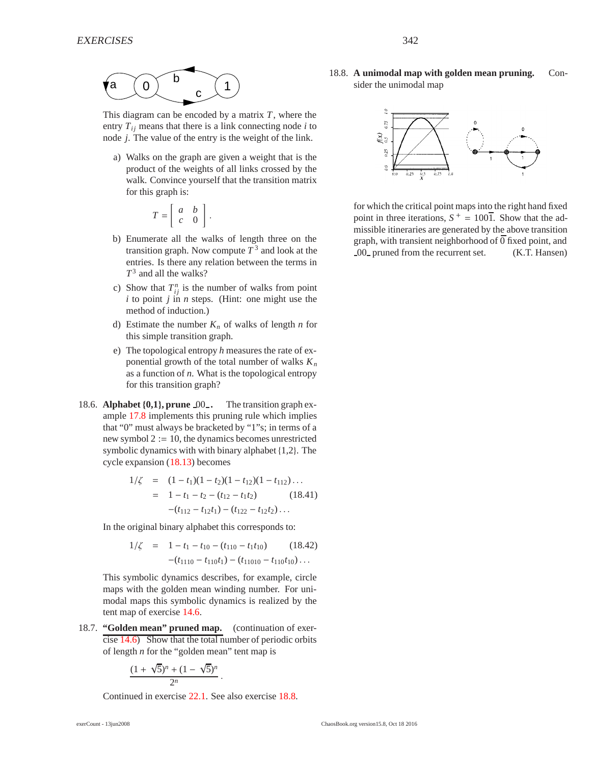This diagram can be encoded by a matrix $T$, where the entry $T_{ij}$ means that there is a link connecting node $i$ to node $j$. The value of the entry is the weight of the link.

a) Walks on the graph are given a weight that is the product of the weights of all links crossed by the walk. Convince yourself that the transition matrix for this graph is:

$$T = \begin{bmatrix} a & b \\ c & 0 \end{bmatrix}.$$

b) Enumerate all the walks of length three on the transition graph. Now compute $T^3$ and look at the entries. Is there any relation between the terms in $T^3$ and all the walks?

c) Show that $T^n_{ij}$ is the number of walks from point $i$ to point $j$ in $n$ steps. (Hint: one might use the method of induction.)

d) Estimate the number $K_n$ of walks of length $n$ for this simple transition graph.

e) The topological entropy $h$ measures the rate of exponential growth of the total number of walks $K_n$ as a function of $n$. What is the topological entropy for this transition graph?

18.6. **Alphabet {0,1}, prune $\_00\_$.** The transition graph example 17.8 implements this pruning rule which implies that "0" must always be bracketed by "1"s; in terms of a new symbol $2 := 10$, the dynamics becomes unrestricted symbolic dynamics with with binary alphabet {1,2}. The cycle expansion (18.13) becomes

$$\begin{aligned} 1/\zeta &= (1-t_1)(1-t_2)(1-t_{12})(1-t_{112})\ldots \\ &= 1 - t_1 - t_2 - (t_{12} - t_1 t_2) \qquad (18.41) \\ &\quad -(t_{112} - t_{12}t_1) - (t_{122} - t_{12}t_2)\ldots \end{aligned}$$

In the original binary alphabet this corresponds to:

$$\begin{aligned} 1/\zeta &= 1 - t_1 - t_{10} - (t_{110} - t_1 t_{10}) \qquad (18.42) \\ &\quad -(t_{1110} - t_{110}t_1) - (t_{11010} - t_{110}t_{10})\ldots \end{aligned}$$

This symbolic dynamics describes, for example, circle maps with the golden mean winding number. For unimodal maps this symbolic dynamics is realized by the tent map of exercise 14.6.

18.7. **"Golden mean" pruned map.** (continuation of exercise 14.6) Show that the total number of periodic orbits of length $n$ for the "golden mean" tent map is

$$\frac{(1+\sqrt{5})^n + (1-\sqrt{5})^n}{2^n}.$$

Continued in exercise 22.1. See also exercise 18.8.

18.8. **A unimodal map with golden mean pruning.** Consider the unimodal map

for which the critical point maps into the right hand fixed point in three iterations, $S^+ = 100\overline{1}$. Show that the admissible itineraries are generated by the above transition graph, with transient neighborhood of $\overline{0}$ fixed point, and $\_00\_$ pruned from the recurrent set. (K.T. Hansen)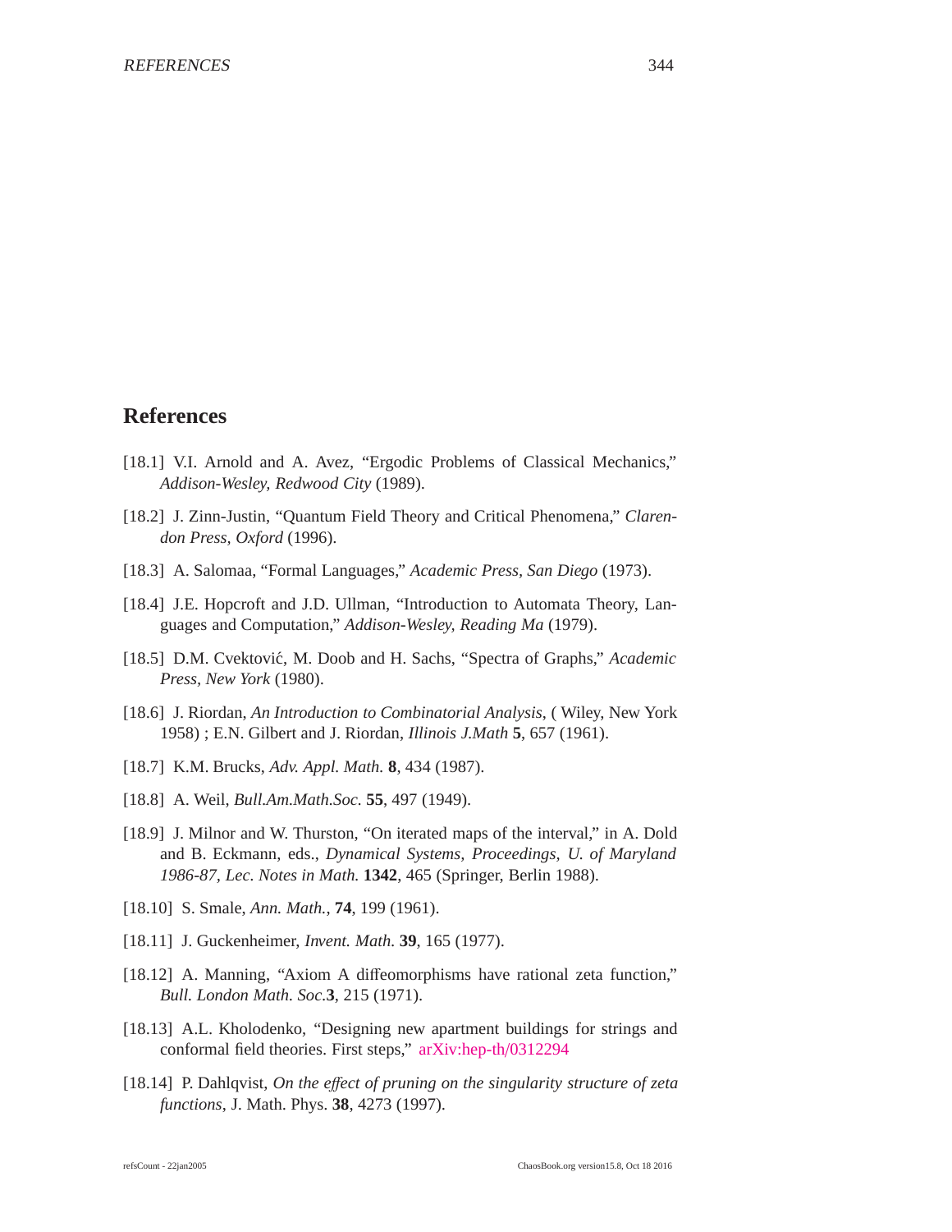## References

[18.1] V.I. Arnold and A. Avez, “Ergodic Problems of Classical Mechanics,” *Addison-Wesley, Redwood City* (1989).

[18.2] J. Zinn-Justin, “Quantum Field Theory and Critical Phenomena,” *Clarendon Press, Oxford* (1996).

[18.3] A. Salomaa, “Formal Languages,” *Academic Press, San Diego* (1973).

[18.4] J.E. Hopcroft and J.D. Ullman, “Introduction to Automata Theory, Languages and Computation,” *Addison-Wesley, Reading Ma* (1979).

[18.5] D.M. Cvektović, M. Doob and H. Sachs, “Spectra of Graphs,” *Academic Press, New York* (1980).

[18.6] J. Riordan, *An Introduction to Combinatorial Analysis*, ( Wiley, New York 1958) ; E.N. Gilbert and J. Riordan, *Illinois J.Math* **5**, 657 (1961).

[18.7] K.M. Brucks, *Adv. Appl. Math.* **8**, 434 (1987).

[18.8] A. Weil, *Bull.Am.Math.Soc.* **55**, 497 (1949).

[18.9] J. Milnor and W. Thurston, “On iterated maps of the interval,” in A. Dold and B. Eckmann, eds., *Dynamical Systems, Proceedings, U. of Maryland 1986-87, Lec. Notes in Math.* **1342**, 465 (Springer, Berlin 1988).

[18.10] S. Smale, *Ann. Math.*, **74**, 199 (1961).

[18.11] J. Guckenheimer, *Invent. Math.* **39**, 165 (1977).

[18.12] A. Manning, “Axiom A diffeomorphisms have rational zeta function,” *Bull. London Math. Soc.***3**, 215 (1971).

[18.13] A.L. Kholodenko, “Designing new apartment buildings for strings and conformal field theories. First steps,” arXiv:hep-th/0312294

[18.14] P. Dahlqvist, *On the effect of pruning on the singularity structure of zeta functions*, J. Math. Phys. **38**, 4273 (1997).